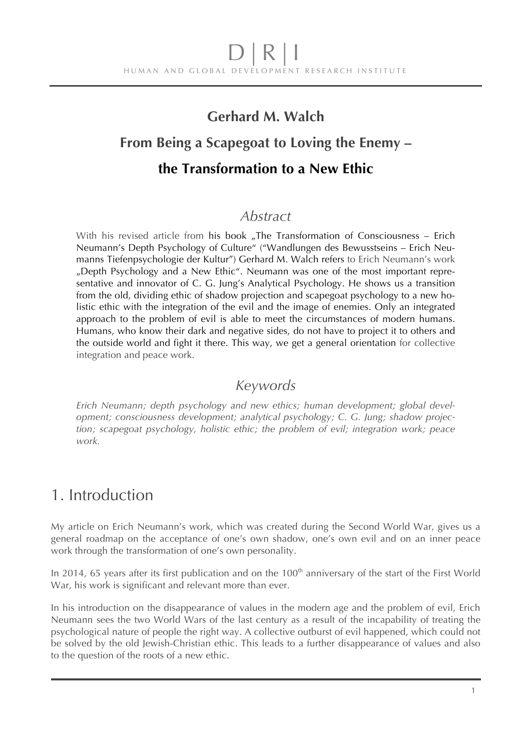D | R | I

HUMAN AND GLOBAL DEVELOPMENT RESEARCH INSTITUTE

# Gerhard M. Walch

# From Being a Scapegoat to Loving the Enemy – the Transformation to a New Ethic

## *Abstract*

With his revised article from his book „The Transformation of Consciousness – Erich Neumann's Depth Psychology of Culture" ("Wandlungen des Bewusstseins – Erich Neumanns Tiefenpsychologie der Kultur") Gerhard M. Walch refers to Erich Neumann's work „Depth Psychology and a New Ethic". Neumann was one of the most important representative and innovator of C. G. Jung's Analytical Psychology. He shows us a transition from the old, dividing ethic of shadow projection and scapegoat psychology to a new holistic ethic with the integration of the evil and the image of enemies. Only an integrated approach to the problem of evil is able to meet the circumstances of modern humans. Humans, who know their dark and negative sides, do not have to project it to others and the outside world and fight it there. This way, we get a general orientation for collective integration and peace work.

## *Keywords*

*Erich Neumann; depth psychology and new ethics; human development; global development; consciousness development; analytical psychology; C. G. Jung; shadow projection; scapegoat psychology, holistic ethic; the problem of evil; integration work; peace work.*

# 1. Introduction

My article on Erich Neumann's work, which was created during the Second World War, gives us a general roadmap on the acceptance of one's own shadow, one's own evil and on an inner peace work through the transformation of one's own personality.

In 2014, 65 years after its first publication and on the 100th anniversary of the start of the First World War, his work is significant and relevant more than ever.

In his introduction on the disappearance of values in the modern age and the problem of evil, Erich Neumann sees the two World Wars of the last century as a result of the incapability of treating the psychological nature of people the right way. A collective outburst of evil happened, which could not be solved by the old Jewish-Christian ethic. This leads to a further disappearance of values and also to the question of the roots of a new ethic.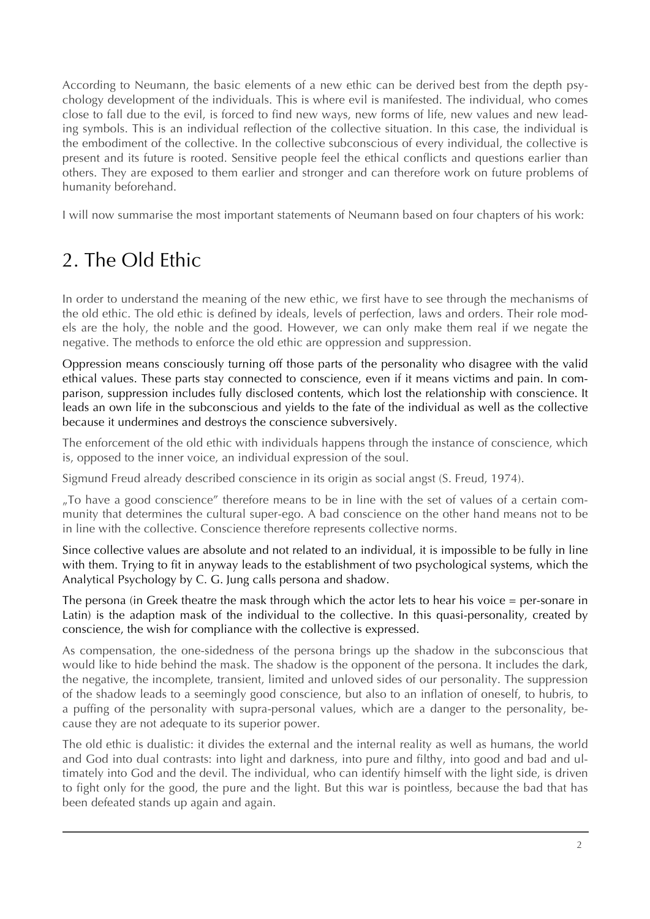According to Neumann, the basic elements of a new ethic can be derived best from the depth psychology development of the individuals. This is where evil is manifested. The individual, who comes close to fall due to the evil, is forced to find new ways, new forms of life, new values and new leading symbols. This is an individual reflection of the collective situation. In this case, the individual is the embodiment of the collective. In the collective subconscious of every individual, the collective is present and its future is rooted. Sensitive people feel the ethical conflicts and questions earlier than others. They are exposed to them earlier and stronger and can therefore work on future problems of humanity beforehand.

I will now summarise the most important statements of Neumann based on four chapters of his work:

## 2. The Old Ethic

In order to understand the meaning of the new ethic, we first have to see through the mechanisms of the old ethic. The old ethic is defined by ideals, levels of perfection, laws and orders. Their role models are the holy, the noble and the good. However, we can only make them real if we negate the negative. The methods to enforce the old ethic are oppression and suppression.

Oppression means consciously turning off those parts of the personality who disagree with the valid ethical values. These parts stay connected to conscience, even if it means victims and pain. In comparison, suppression includes fully disclosed contents, which lost the relationship with conscience. It leads an own life in the subconscious and yields to the fate of the individual as well as the collective because it undermines and destroys the conscience subversively.

The enforcement of the old ethic with individuals happens through the instance of conscience, which is, opposed to the inner voice, an individual expression of the soul.

Sigmund Freud already described conscience in its origin as social angst (S. Freud, 1974).

„To have a good conscience" therefore means to be in line with the set of values of a certain community that determines the cultural super-ego. A bad conscience on the other hand means not to be in line with the collective. Conscience therefore represents collective norms.

Since collective values are absolute and not related to an individual, it is impossible to be fully in line with them. Trying to fit in anyway leads to the establishment of two psychological systems, which the Analytical Psychology by C. G. Jung calls persona and shadow.

The persona (in Greek theatre the mask through which the actor lets to hear his voice = per-sonare in Latin) is the adaption mask of the individual to the collective. In this quasi-personality, created by conscience, the wish for compliance with the collective is expressed.

As compensation, the one-sidedness of the persona brings up the shadow in the subconscious that would like to hide behind the mask. The shadow is the opponent of the persona. It includes the dark, the negative, the incomplete, transient, limited and unloved sides of our personality. The suppression of the shadow leads to a seemingly good conscience, but also to an inflation of oneself, to hubris, to a puffing of the personality with supra-personal values, which are a danger to the personality, because they are not adequate to its superior power.

The old ethic is dualistic: it divides the external and the internal reality as well as humans, the world and God into dual contrasts: into light and darkness, into pure and filthy, into good and bad and ultimately into God and the devil. The individual, who can identify himself with the light side, is driven to fight only for the good, the pure and the light. But this war is pointless, because the bad that has been defeated stands up again and again.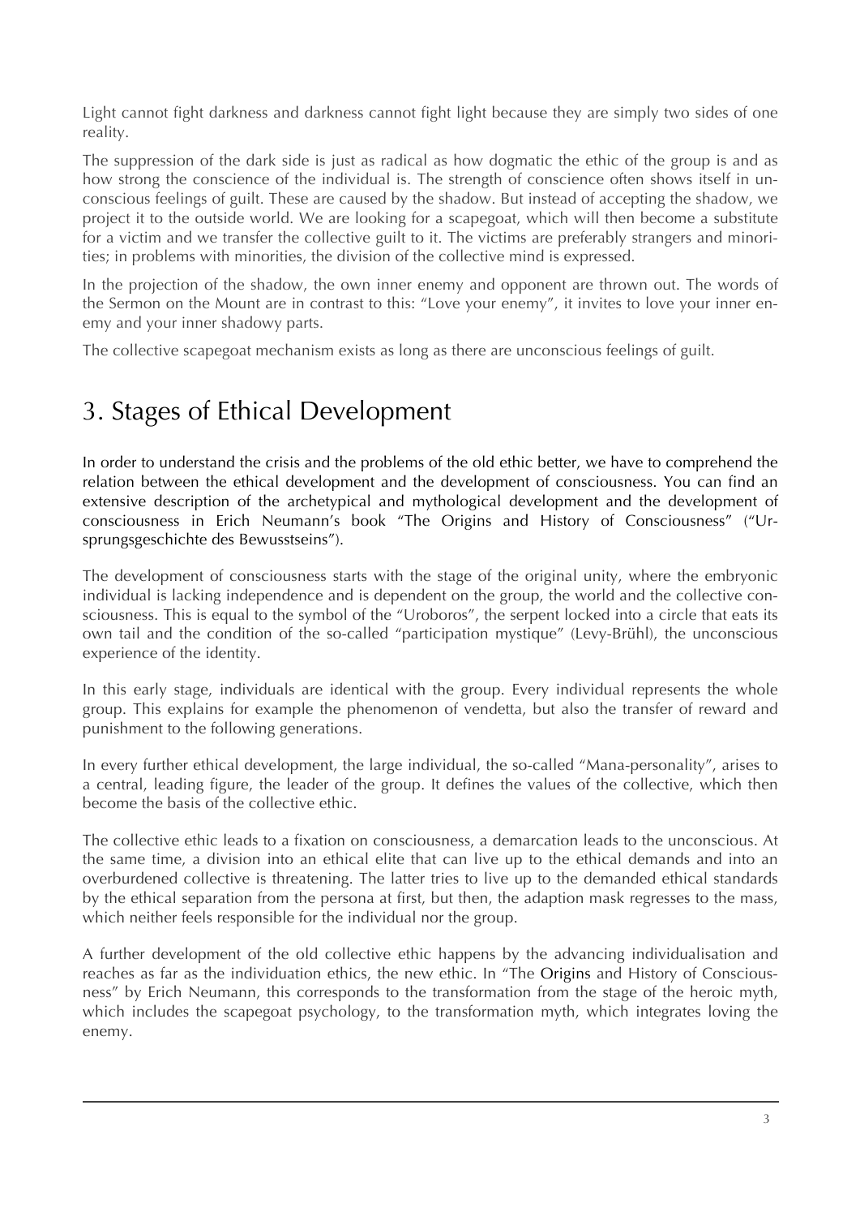Light cannot fight darkness and darkness cannot fight light because they are simply two sides of one reality.

The suppression of the dark side is just as radical as how dogmatic the ethic of the group is and as how strong the conscience of the individual is. The strength of conscience often shows itself in unconscious feelings of guilt. These are caused by the shadow. But instead of accepting the shadow, we project it to the outside world. We are looking for a scapegoat, which will then become a substitute for a victim and we transfer the collective guilt to it. The victims are preferably strangers and minorities; in problems with minorities, the division of the collective mind is expressed.

In the projection of the shadow, the own inner enemy and opponent are thrown out. The words of the Sermon on the Mount are in contrast to this: "Love your enemy", it invites to love your inner enemy and your inner shadowy parts.

The collective scapegoat mechanism exists as long as there are unconscious feelings of guilt.

# 3. Stages of Ethical Development

In order to understand the crisis and the problems of the old ethic better, we have to comprehend the relation between the ethical development and the development of consciousness. You can find an extensive description of the archetypical and mythological development and the development of consciousness in Erich Neumann's book "The Origins and History of Consciousness" ("Ursprungsgeschichte des Bewusstseins").

The development of consciousness starts with the stage of the original unity, where the embryonic individual is lacking independence and is dependent on the group, the world and the collective consciousness. This is equal to the symbol of the "Uroboros", the serpent locked into a circle that eats its own tail and the condition of the so-called "participation mystique" (Levy-Brühl), the unconscious experience of the identity.

In this early stage, individuals are identical with the group. Every individual represents the whole group. This explains for example the phenomenon of vendetta, but also the transfer of reward and punishment to the following generations.

In every further ethical development, the large individual, the so-called "Mana-personality", arises to a central, leading figure, the leader of the group. It defines the values of the collective, which then become the basis of the collective ethic.

The collective ethic leads to a fixation on consciousness, a demarcation leads to the unconscious. At the same time, a division into an ethical elite that can live up to the ethical demands and into an overburdened collective is threatening. The latter tries to live up to the demanded ethical standards by the ethical separation from the persona at first, but then, the adaption mask regresses to the mass, which neither feels responsible for the individual nor the group.

A further development of the old collective ethic happens by the advancing individualisation and reaches as far as the individuation ethics, the new ethic. In "The Origins and History of Consciousness" by Erich Neumann, this corresponds to the transformation from the stage of the heroic myth, which includes the scapegoat psychology, to the transformation myth, which integrates loving the enemy.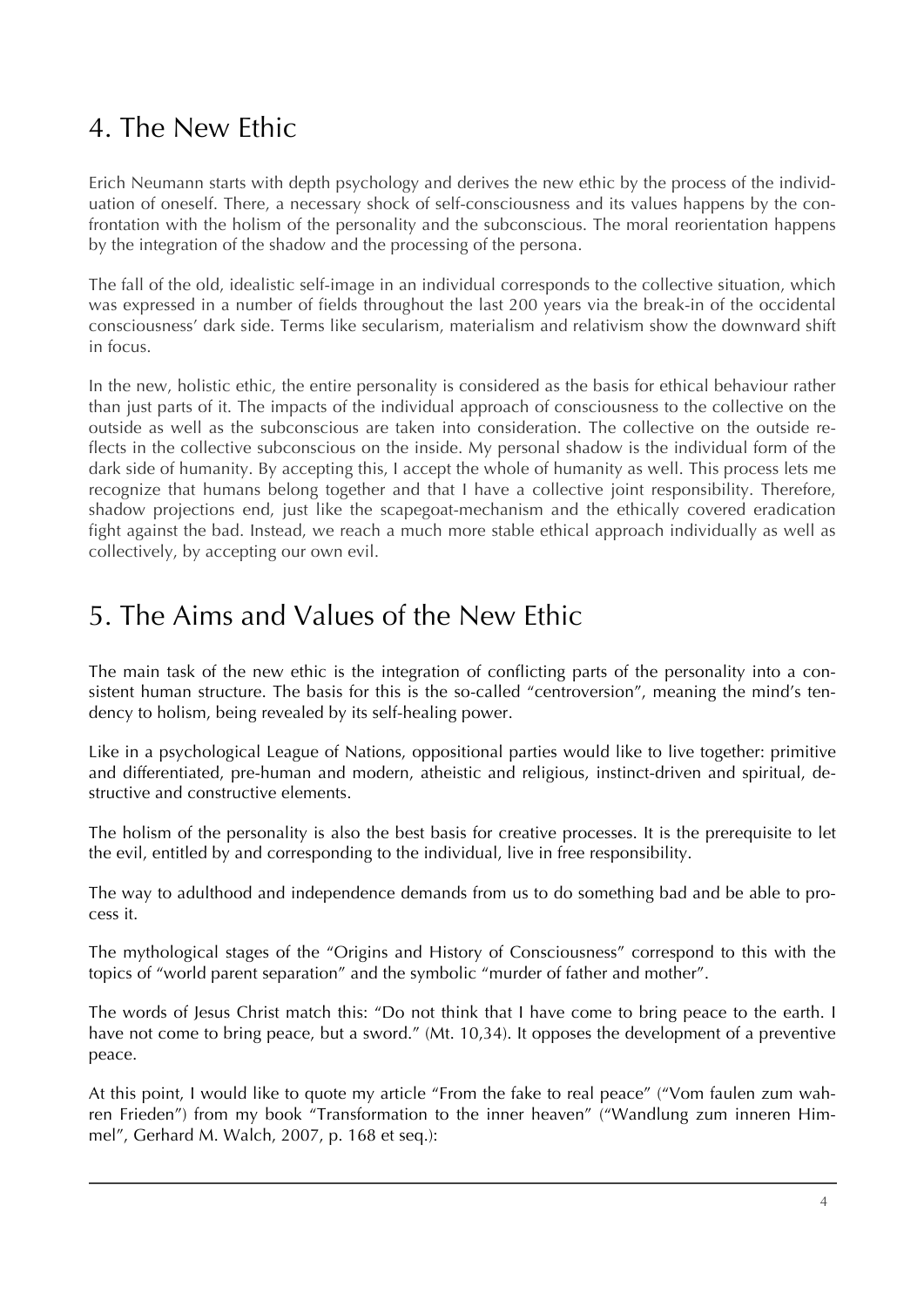## 4. The New Ethic

Erich Neumann starts with depth psychology and derives the new ethic by the process of the individuation of oneself. There, a necessary shock of self-consciousness and its values happens by the confrontation with the holism of the personality and the subconscious. The moral reorientation happens by the integration of the shadow and the processing of the persona.

The fall of the old, idealistic self-image in an individual corresponds to the collective situation, which was expressed in a number of fields throughout the last 200 years via the break-in of the occidental consciousness' dark side. Terms like secularism, materialism and relativism show the downward shift in focus.

In the new, holistic ethic, the entire personality is considered as the basis for ethical behaviour rather than just parts of it. The impacts of the individual approach of consciousness to the collective on the outside as well as the subconscious are taken into consideration. The collective on the outside reflects in the collective subconscious on the inside. My personal shadow is the individual form of the dark side of humanity. By accepting this, I accept the whole of humanity as well. This process lets me recognize that humans belong together and that I have a collective joint responsibility. Therefore, shadow projections end, just like the scapegoat-mechanism and the ethically covered eradication fight against the bad. Instead, we reach a much more stable ethical approach individually as well as collectively, by accepting our own evil.

## 5. The Aims and Values of the New Ethic

The main task of the new ethic is the integration of conflicting parts of the personality into a consistent human structure. The basis for this is the so-called "centroversion", meaning the mind's tendency to holism, being revealed by its self-healing power.

Like in a psychological League of Nations, oppositional parties would like to live together: primitive and differentiated, pre-human and modern, atheistic and religious, instinct-driven and spiritual, destructive and constructive elements.

The holism of the personality is also the best basis for creative processes. It is the prerequisite to let the evil, entitled by and corresponding to the individual, live in free responsibility.

The way to adulthood and independence demands from us to do something bad and be able to process it.

The mythological stages of the "Origins and History of Consciousness" correspond to this with the topics of "world parent separation" and the symbolic "murder of father and mother".

The words of Jesus Christ match this: "Do not think that I have come to bring peace to the earth. I have not come to bring peace, but a sword." (Mt. 10,34). It opposes the development of a preventive peace.

At this point, I would like to quote my article "From the fake to real peace" ("Vom faulen zum wahren Frieden") from my book "Transformation to the inner heaven" ("Wandlung zum inneren Himmel", Gerhard M. Walch, 2007, p. 168 et seq.):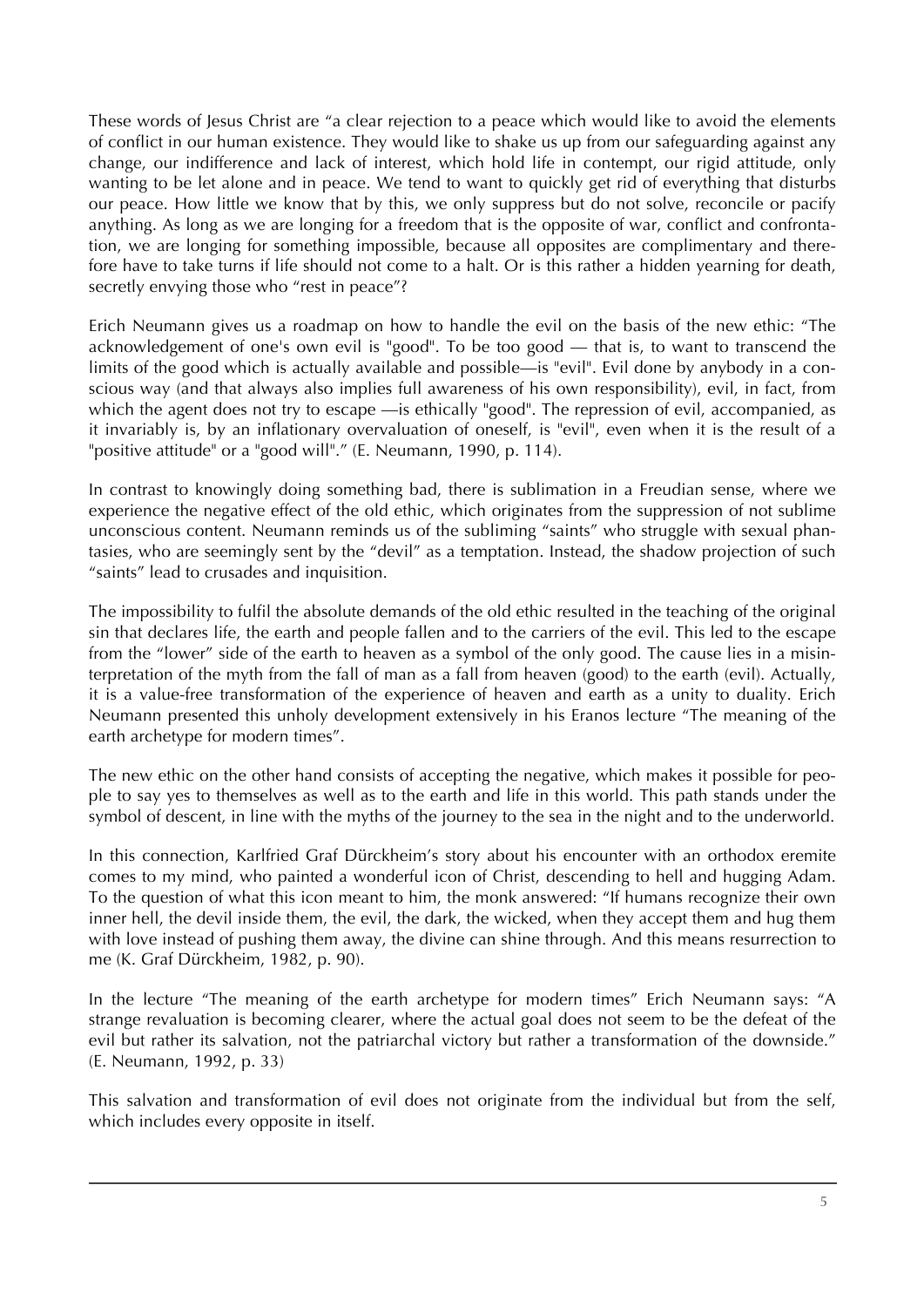These words of Jesus Christ are "a clear rejection to a peace which would like to avoid the elements of conflict in our human existence. They would like to shake us up from our safeguarding against any change, our indifference and lack of interest, which hold life in contempt, our rigid attitude, only wanting to be let alone and in peace. We tend to want to quickly get rid of everything that disturbs our peace. How little we know that by this, we only suppress but do not solve, reconcile or pacify anything. As long as we are longing for a freedom that is the opposite of war, conflict and confrontation, we are longing for something impossible, because all opposites are complimentary and therefore have to take turns if life should not come to a halt. Or is this rather a hidden yearning for death, secretly envying those who "rest in peace"?

Erich Neumann gives us a roadmap on how to handle the evil on the basis of the new ethic: "The acknowledgement of one's own evil is "good". To be too good — that is, to want to transcend the limits of the good which is actually available and possible—is "evil". Evil done by anybody in a conscious way (and that always also implies full awareness of his own responsibility), evil, in fact, from which the agent does not try to escape —is ethically "good". The repression of evil, accompanied, as it invariably is, by an inflationary overvaluation of oneself, is "evil", even when it is the result of a "positive attitude" or a "good will"." (E. Neumann, 1990, p. 114).

In contrast to knowingly doing something bad, there is sublimation in a Freudian sense, where we experience the negative effect of the old ethic, which originates from the suppression of not sublime unconscious content. Neumann reminds us of the subliming "saints" who struggle with sexual phantasies, who are seemingly sent by the "devil" as a temptation. Instead, the shadow projection of such "saints" lead to crusades and inquisition.

The impossibility to fulfil the absolute demands of the old ethic resulted in the teaching of the original sin that declares life, the earth and people fallen and to the carriers of the evil. This led to the escape from the "lower" side of the earth to heaven as a symbol of the only good. The cause lies in a misinterpretation of the myth from the fall of man as a fall from heaven (good) to the earth (evil). Actually, it is a value-free transformation of the experience of heaven and earth as a unity to duality. Erich Neumann presented this unholy development extensively in his Eranos lecture "The meaning of the earth archetype for modern times".

The new ethic on the other hand consists of accepting the negative, which makes it possible for people to say yes to themselves as well as to the earth and life in this world. This path stands under the symbol of descent, in line with the myths of the journey to the sea in the night and to the underworld.

In this connection, Karlfried Graf Dürckheim's story about his encounter with an orthodox eremite comes to my mind, who painted a wonderful icon of Christ, descending to hell and hugging Adam. To the question of what this icon meant to him, the monk answered: "If humans recognize their own inner hell, the devil inside them, the evil, the dark, the wicked, when they accept them and hug them with love instead of pushing them away, the divine can shine through. And this means resurrection to me (K. Graf Dürckheim, 1982, p. 90).

In the lecture "The meaning of the earth archetype for modern times" Erich Neumann says: "A strange revaluation is becoming clearer, where the actual goal does not seem to be the defeat of the evil but rather its salvation, not the patriarchal victory but rather a transformation of the downside." (E. Neumann, 1992, p. 33)

This salvation and transformation of evil does not originate from the individual but from the self, which includes every opposite in itself.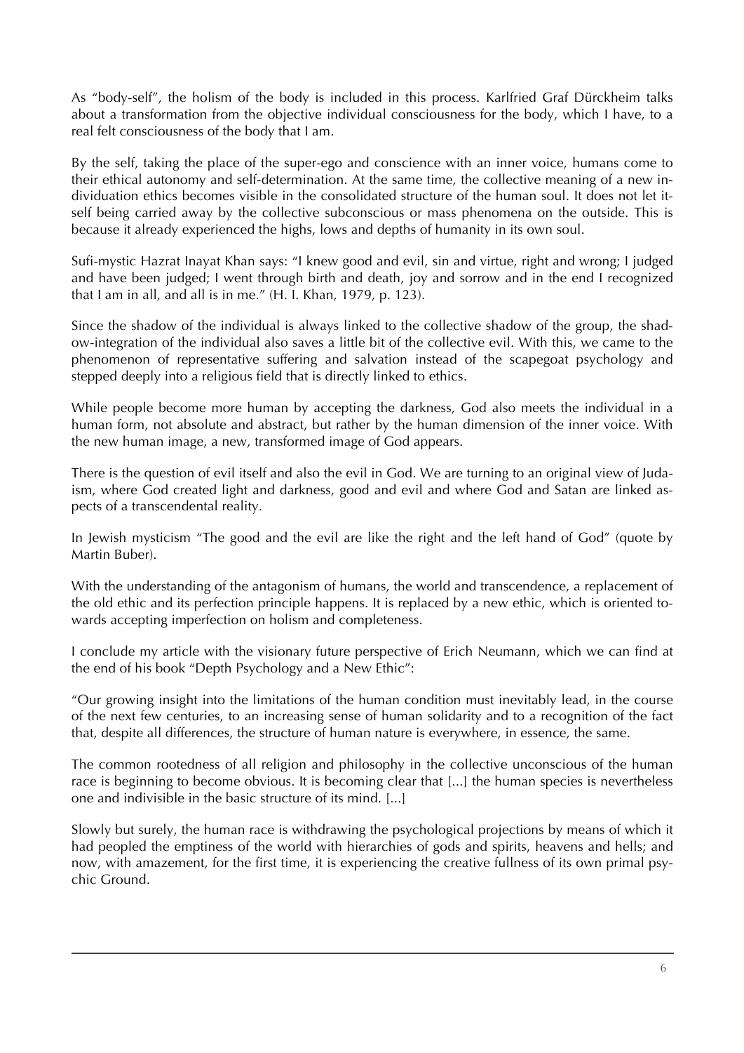As "body-self", the holism of the body is included in this process. Karlfried Graf Dürckheim talks about a transformation from the objective individual consciousness for the body, which I have, to a real felt consciousness of the body that I am.

By the self, taking the place of the super-ego and conscience with an inner voice, humans come to their ethical autonomy and self-determination. At the same time, the collective meaning of a new individuation ethics becomes visible in the consolidated structure of the human soul. It does not let itself being carried away by the collective subconscious or mass phenomena on the outside. This is because it already experienced the highs, lows and depths of humanity in its own soul.

Sufi-mystic Hazrat Inayat Khan says: "I knew good and evil, sin and virtue, right and wrong; I judged and have been judged; I went through birth and death, joy and sorrow and in the end I recognized that I am in all, and all is in me." (H. I. Khan, 1979, p. 123).

Since the shadow of the individual is always linked to the collective shadow of the group, the shadow-integration of the individual also saves a little bit of the collective evil. With this, we came to the phenomenon of representative suffering and salvation instead of the scapegoat psychology and stepped deeply into a religious field that is directly linked to ethics.

While people become more human by accepting the darkness, God also meets the individual in a human form, not absolute and abstract, but rather by the human dimension of the inner voice. With the new human image, a new, transformed image of God appears.

There is the question of evil itself and also the evil in God. We are turning to an original view of Judaism, where God created light and darkness, good and evil and where God and Satan are linked aspects of a transcendental reality.

In Jewish mysticism "The good and the evil are like the right and the left hand of God" (quote by Martin Buber).

With the understanding of the antagonism of humans, the world and transcendence, a replacement of the old ethic and its perfection principle happens. It is replaced by a new ethic, which is oriented towards accepting imperfection on holism and completeness.

I conclude my article with the visionary future perspective of Erich Neumann, which we can find at the end of his book "Depth Psychology and a New Ethic":

"Our growing insight into the limitations of the human condition must inevitably lead, in the course of the next few centuries, to an increasing sense of human solidarity and to a recognition of the fact that, despite all differences, the structure of human nature is everywhere, in essence, the same.

The common rootedness of all religion and philosophy in the collective unconscious of the human race is beginning to become obvious. It is becoming clear that [...] the human species is nevertheless one and indivisible in the basic structure of its mind. [...]

Slowly but surely, the human race is withdrawing the psychological projections by means of which it had peopled the emptiness of the world with hierarchies of gods and spirits, heavens and hells; and now, with amazement, for the first time, it is experiencing the creative fullness of its own primal psychic Ground.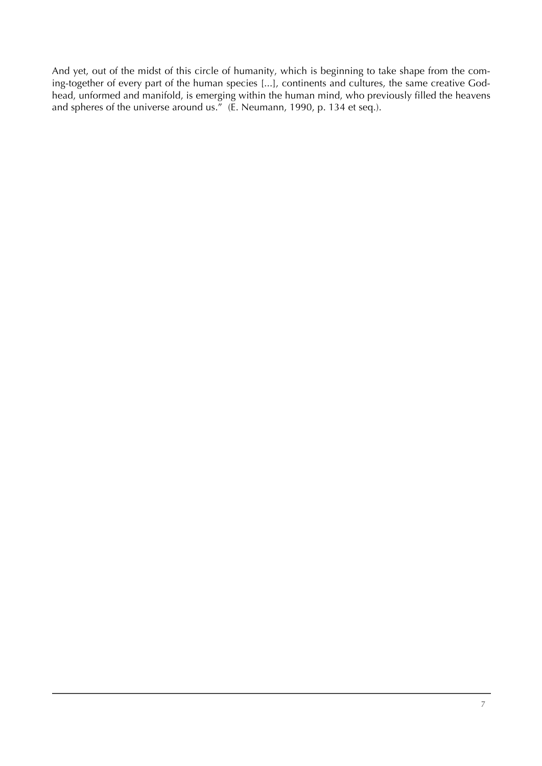And yet, out of the midst of this circle of humanity, which is beginning to take shape from the coming-together of every part of the human species [...], continents and cultures, the same creative Godhead, unformed and manifold, is emerging within the human mind, who previously filled the heavens and spheres of the universe around us." (E. Neumann, 1990, p. 134 et seq.).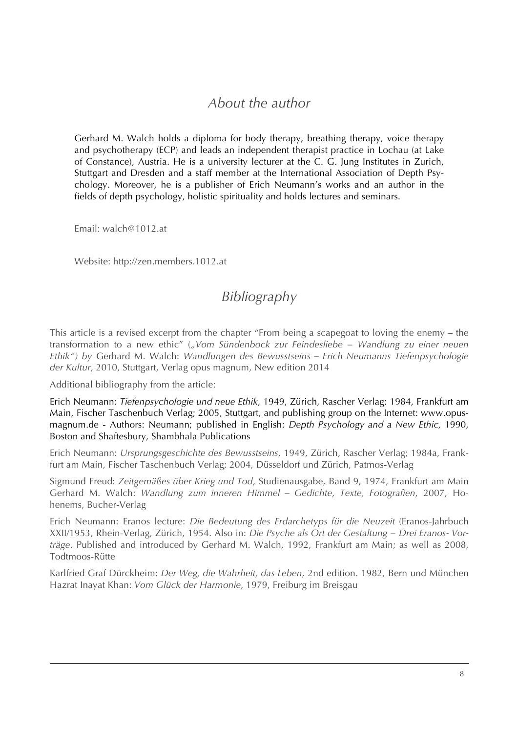## *About the author*

Gerhard M. Walch holds a diploma for body therapy, breathing therapy, voice therapy and psychotherapy (ECP) and leads an independent therapist practice in Lochau (at Lake of Constance), Austria. He is a university lecturer at the C. G. Jung Institutes in Zurich, Stuttgart and Dresden and a staff member at the International Association of Depth Psychology. Moreover, he is a publisher of Erich Neumann's works and an author in the fields of depth psychology, holistic spirituality and holds lectures and seminars.

Email: walch@1012.at

Website: http://zen.members.1012.at

## *Bibliography*

This article is a revised excerpt from the chapter "From being a scapegoat to loving the enemy – the transformation to a new ethic" (*„Vom Sündenbock zur Feindesliebe – Wandlung zu einer neuen Ethik") by* Gerhard M. Walch: *Wandlungen des Bewusstseins – Erich Neumanns Tiefenpsychologie der Kultur*, 2010, Stuttgart, Verlag opus magnum, New edition 2014

Additional bibliography from the article:

Erich Neumann: *Tiefenpsychologie und neue Ethik*, 1949, Zürich, Rascher Verlag; 1984, Frankfurt am Main, Fischer Taschenbuch Verlag; 2005, Stuttgart, and publishing group on the Internet: www.opus-magnum.de - Authors: Neumann; published in English: *Depth Psychology and a New Ethic,* 1990, Boston and Shaftesbury, Shambhala Publications

Erich Neumann: *Ursprungsgeschichte des Bewusstseins*, 1949, Zürich, Rascher Verlag; 1984a, Frankfurt am Main, Fischer Taschenbuch Verlag; 2004, Düsseldorf und Zürich, Patmos-Verlag

Sigmund Freud: *Zeitgemäßes über Krieg und Tod*, Studienausgabe, Band 9, 1974, Frankfurt am Main
Gerhard M. Walch: *Wandlung zum inneren Himmel – Gedichte, Texte, Fotografien*, 2007, Hohenems, Bucher-Verlag

Erich Neumann: Eranos lecture: *Die Bedeutung des Erdarchetyps für die Neuzeit* (Eranos-Jahrbuch XXII/1953, Rhein-Verlag, Zürich, 1954. Also in: *Die Psyche als Ort der Gestaltung – Drei Eranos- Vorträge*. Published and introduced by Gerhard M. Walch, 1992, Frankfurt am Main; as well as 2008, Todtmoos-Rütte

Karlfried Graf Dürckheim: *Der Weg, die Wahrheit, das Leben*, 2nd edition. 1982, Bern und München
Hazrat Inayat Khan: *Vom Glück der Harmonie*, 1979, Freiburg im Breisgau